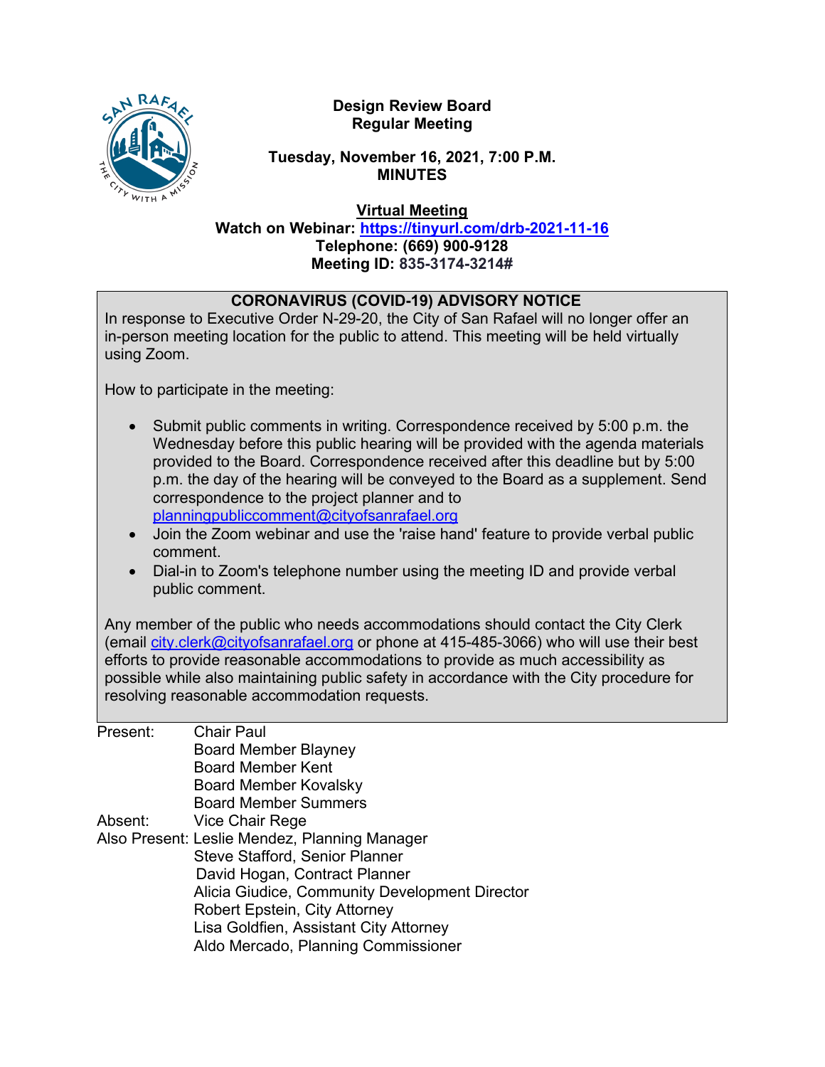# Design Review Board
## Regular Meeting

**Tuesday, November 16, 2021, 7:00 P.M.**
**MINUTES**

**Virtual Meeting**
**Watch on Webinar: https://tinyurl.com/drb-2021-11-16**
**Telephone: (669) 900-9128**
**Meeting ID: 835-3174-3214#**

**CORONAVIRUS (COVID-19) ADVISORY NOTICE**

In response to Executive Order N-29-20, the City of San Rafael will no longer offer an in-person meeting location for the public to attend. This meeting will be held virtually using Zoom.

How to participate in the meeting:

- Submit public comments in writing. Correspondence received by 5:00 p.m. the Wednesday before this public hearing will be provided with the agenda materials provided to the Board. Correspondence received after this deadline but by 5:00 p.m. the day of the hearing will be conveyed to the Board as a supplement. Send correspondence to the project planner and to planningpubliccomment@cityofsanrafael.org
- Join the Zoom webinar and use the 'raise hand' feature to provide verbal public comment.
- Dial-in to Zoom's telephone number using the meeting ID and provide verbal public comment.

Any member of the public who needs accommodations should contact the City Clerk (email city.clerk@cityofsanrafael.org or phone at 415-485-3066) who will use their best efforts to provide reasonable accommodations to provide as much accessibility as possible while also maintaining public safety in accordance with the City procedure for resolving reasonable accommodation requests.

Present: Chair Paul
Board Member Blayney
Board Member Kent
Board Member Kovalsky
Board Member Summers

Absent: Vice Chair Rege

Also Present: Leslie Mendez, Planning Manager
Steve Stafford, Senior Planner
David Hogan, Contract Planner
Alicia Giudice, Community Development Director
Robert Epstein, City Attorney
Lisa Goldfien, Assistant City Attorney
Aldo Mercado, Planning Commissioner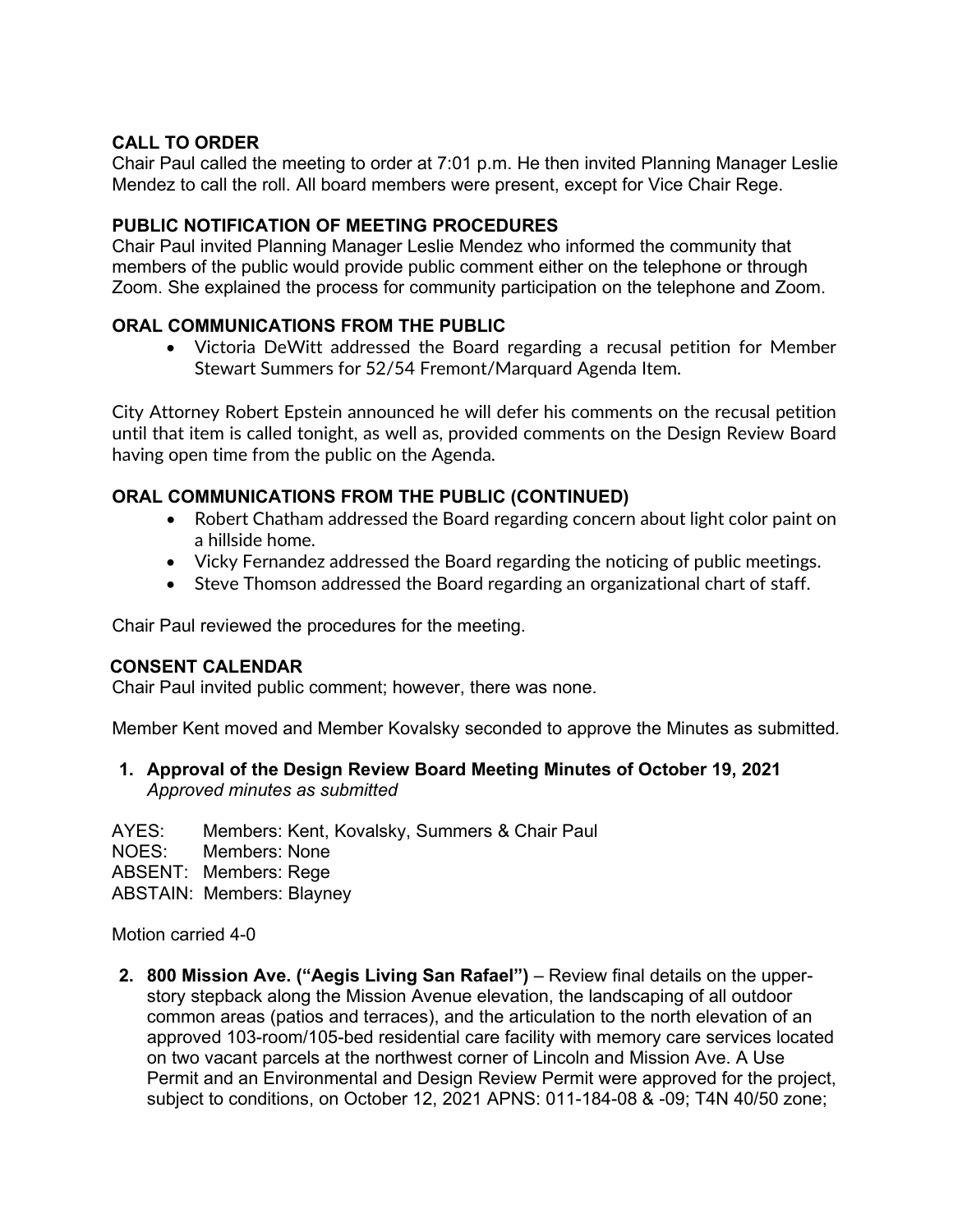## CALL TO ORDER

Chair Paul called the meeting to order at 7:01 p.m. He then invited Planning Manager Leslie Mendez to call the roll. All board members were present, except for Vice Chair Rege.

## PUBLIC NOTIFICATION OF MEETING PROCEDURES

Chair Paul invited Planning Manager Leslie Mendez who informed the community that members of the public would provide public comment either on the telephone or through Zoom. She explained the process for community participation on the telephone and Zoom.

## ORAL COMMUNICATIONS FROM THE PUBLIC

- Victoria DeWitt addressed the Board regarding a recusal petition for Member Stewart Summers for 52/54 Fremont/Marquard Agenda Item.

City Attorney Robert Epstein announced he will defer his comments on the recusal petition until that item is called tonight, as well as, provided comments on the Design Review Board having open time from the public on the Agenda.

## ORAL COMMUNICATIONS FROM THE PUBLIC (CONTINUED)

- Robert Chatham addressed the Board regarding concern about light color paint on a hillside home.
- Vicky Fernandez addressed the Board regarding the noticing of public meetings.
- Steve Thomson addressed the Board regarding an organizational chart of staff.

Chair Paul reviewed the procedures for the meeting.

## CONSENT CALENDAR

Chair Paul invited public comment; however, there was none.

Member Kent moved and Member Kovalsky seconded to approve the Minutes as submitted.

1. **Approval of the Design Review Board Meeting Minutes of October 19, 2021**
   *Approved minutes as submitted*

AYES: Members: Kent, Kovalsky, Summers & Chair Paul
NOES: Members: None
ABSENT: Members: Rege
ABSTAIN: Members: Blayney

Motion carried 4-0

2. **800 Mission Ave. ("Aegis Living San Rafael")** – Review final details on the upper-story stepback along the Mission Avenue elevation, the landscaping of all outdoor common areas (patios and terraces), and the articulation to the north elevation of an approved 103-room/105-bed residential care facility with memory care services located on two vacant parcels at the northwest corner of Lincoln and Mission Ave. A Use Permit and an Environmental and Design Review Permit were approved for the project, subject to conditions, on October 12, 2021 APNS: 011-184-08 & -09; T4N 40/50 zone;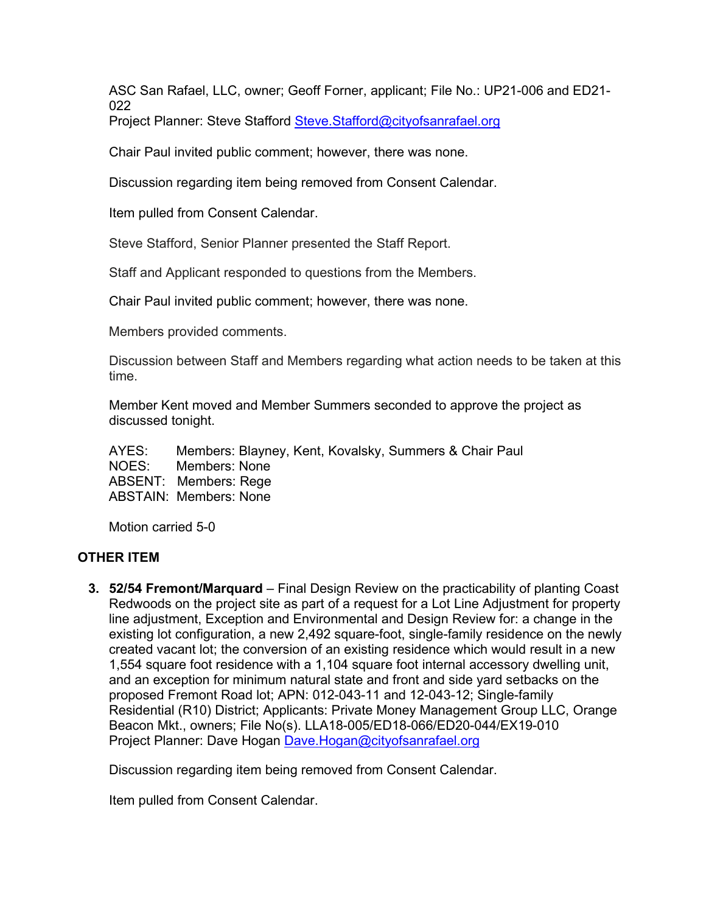ASC San Rafael, LLC, owner; Geoff Forner, applicant; File No.: UP21-006 and ED21-022
Project Planner: Steve Stafford Steve.Stafford@cityofsanrafael.org

Chair Paul invited public comment; however, there was none.

Discussion regarding item being removed from Consent Calendar.

Item pulled from Consent Calendar.

Steve Stafford, Senior Planner presented the Staff Report.

Staff and Applicant responded to questions from the Members.

Chair Paul invited public comment; however, there was none.

Members provided comments.

Discussion between Staff and Members regarding what action needs to be taken at this time.

Member Kent moved and Member Summers seconded to approve the project as discussed tonight.

AYES: Members: Blayney, Kent, Kovalsky, Summers & Chair Paul
NOES: Members: None
ABSENT: Members: Rege
ABSTAIN: Members: None

Motion carried 5-0

## OTHER ITEM

3. **52/54 Fremont/Marquard** – Final Design Review on the practicability of planting Coast Redwoods on the project site as part of a request for a Lot Line Adjustment for property line adjustment, Exception and Environmental and Design Review for: a change in the existing lot configuration, a new 2,492 square-foot, single-family residence on the newly created vacant lot; the conversion of an existing residence which would result in a new 1,554 square foot residence with a 1,104 square foot internal accessory dwelling unit, and an exception for minimum natural state and front and side yard setbacks on the proposed Fremont Road lot; APN: 012-043-11 and 12-043-12; Single-family Residential (R10) District; Applicants: Private Money Management Group LLC, Orange Beacon Mkt., owners; File No(s). LLA18-005/ED18-066/ED20-044/EX19-010
Project Planner: Dave Hogan Dave.Hogan@cityofsanrafael.org

Discussion regarding item being removed from Consent Calendar.

Item pulled from Consent Calendar.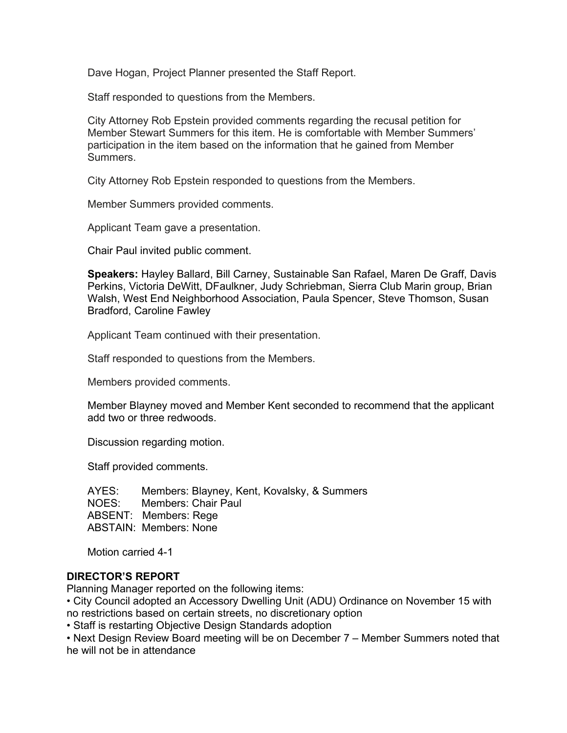Dave Hogan, Project Planner presented the Staff Report.

Staff responded to questions from the Members.

City Attorney Rob Epstein provided comments regarding the recusal petition for Member Stewart Summers for this item. He is comfortable with Member Summers' participation in the item based on the information that he gained from Member Summers.

City Attorney Rob Epstein responded to questions from the Members.

Member Summers provided comments.

Applicant Team gave a presentation.

Chair Paul invited public comment.

**Speakers:** Hayley Ballard, Bill Carney, Sustainable San Rafael, Maren De Graff, Davis Perkins, Victoria DeWitt, DFaulkner, Judy Schriebman, Sierra Club Marin group, Brian Walsh, West End Neighborhood Association, Paula Spencer, Steve Thomson, Susan Bradford, Caroline Fawley

Applicant Team continued with their presentation.

Staff responded to questions from the Members.

Members provided comments.

Member Blayney moved and Member Kent seconded to recommend that the applicant add two or three redwoods.

Discussion regarding motion.

Staff provided comments.

AYES: Members: Blayney, Kent, Kovalsky, & Summers
NOES: Members: Chair Paul
ABSENT: Members: Rege
ABSTAIN: Members: None

Motion carried 4-1

## DIRECTOR'S REPORT

Planning Manager reported on the following items:

- City Council adopted an Accessory Dwelling Unit (ADU) Ordinance on November 15 with no restrictions based on certain streets, no discretionary option
- Staff is restarting Objective Design Standards adoption
- Next Design Review Board meeting will be on December 7 – Member Summers noted that he will not be in attendance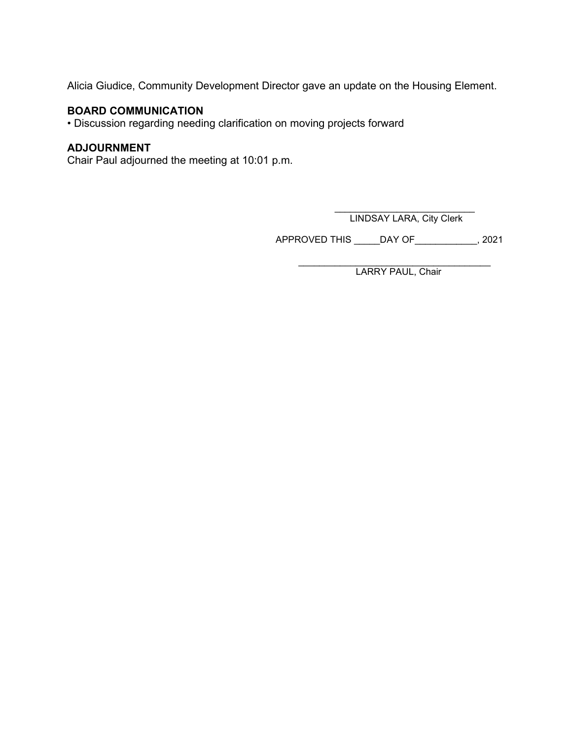Alicia Giudice, Community Development Director gave an update on the Housing Element.

**BOARD COMMUNICATION**

• Discussion regarding needing clarification on moving projects forward

**ADJOURNMENT**

Chair Paul adjourned the meeting at 10:01 p.m.

___________________________
LINDSAY LARA, City Clerk

APPROVED THIS _____DAY OF____________, 2021

______________________________________
LARRY PAUL, Chair